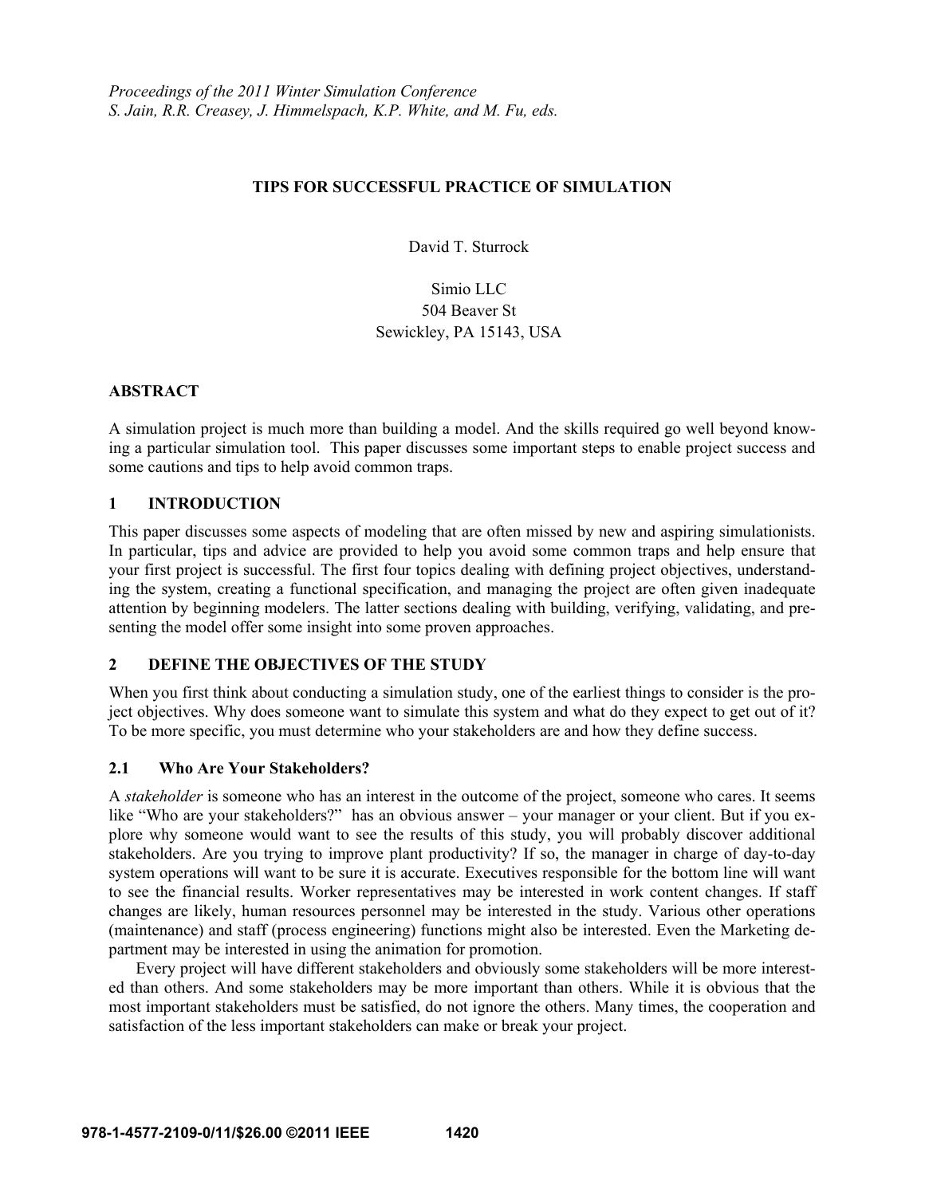*Proceedings of the 2011 Winter Simulation Conference*
*S. Jain, R.R. Creasey, J. Himmelspach, K.P. White, and M. Fu, eds.*

# TIPS FOR SUCCESSFUL PRACTICE OF SIMULATION

David T. Sturrock

Simio LLC
504 Beaver St
Sewickley, PA 15143, USA

## ABSTRACT

A simulation project is much more than building a model. And the skills required go well beyond knowing a particular simulation tool. This paper discusses some important steps to enable project success and some cautions and tips to help avoid common traps.

## 1 INTRODUCTION

This paper discusses some aspects of modeling that are often missed by new and aspiring simulationists. In particular, tips and advice are provided to help you avoid some common traps and help ensure that your first project is successful. The first four topics dealing with defining project objectives, understanding the system, creating a functional specification, and managing the project are often given inadequate attention by beginning modelers. The latter sections dealing with building, verifying, validating, and presenting the model offer some insight into some proven approaches.

## 2 DEFINE THE OBJECTIVES OF THE STUDY

When you first think about conducting a simulation study, one of the earliest things to consider is the project objectives. Why does someone want to simulate this system and what do they expect to get out of it? To be more specific, you must determine who your stakeholders are and how they define success.

### 2.1 Who Are Your Stakeholders?

A *stakeholder* is someone who has an interest in the outcome of the project, someone who cares. It seems like "Who are your stakeholders?" has an obvious answer – your manager or your client. But if you explore why someone would want to see the results of this study, you will probably discover additional stakeholders. Are you trying to improve plant productivity? If so, the manager in charge of day-to-day system operations will want to be sure it is accurate. Executives responsible for the bottom line will want to see the financial results. Worker representatives may be interested in work content changes. If staff changes are likely, human resources personnel may be interested in the study. Various other operations (maintenance) and staff (process engineering) functions might also be interested. Even the Marketing department may be interested in using the animation for promotion.

Every project will have different stakeholders and obviously some stakeholders will be more interested than others. And some stakeholders may be more important than others. While it is obvious that the most important stakeholders must be satisfied, do not ignore the others. Many times, the cooperation and satisfaction of the less important stakeholders can make or break your project.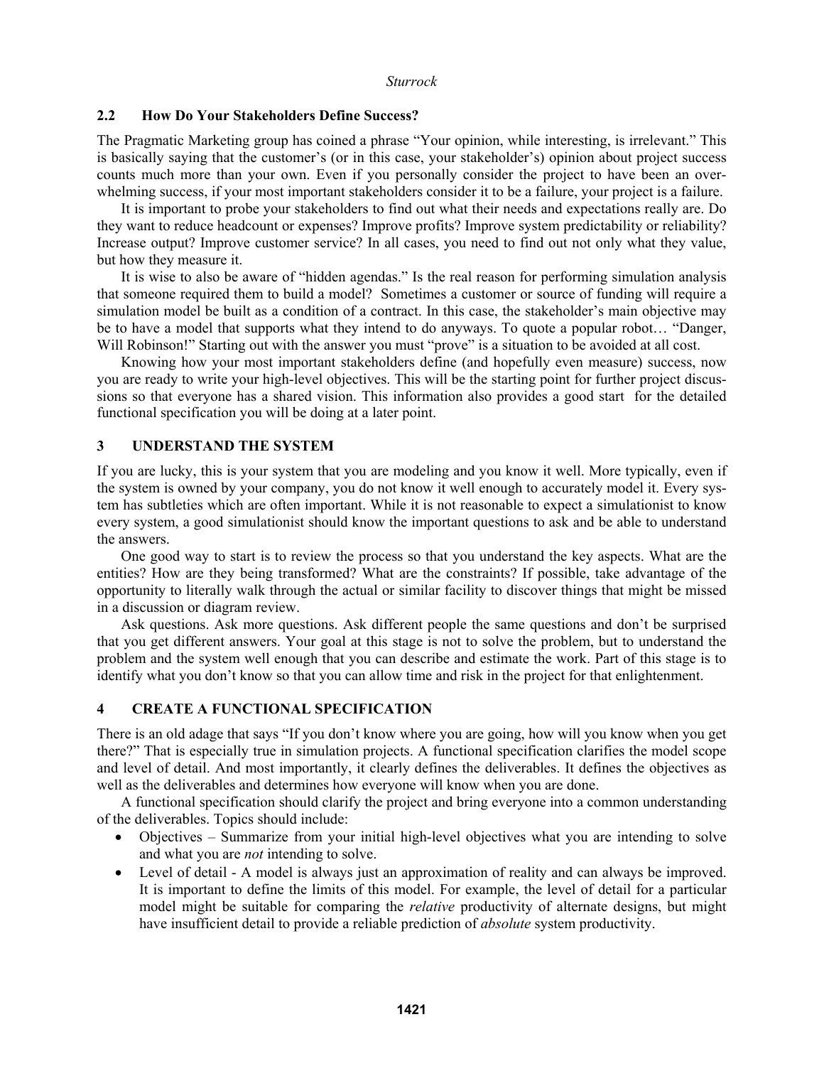### 2.2 How Do Your Stakeholders Define Success?

The Pragmatic Marketing group has coined a phrase "Your opinion, while interesting, is irrelevant." This is basically saying that the customer's (or in this case, your stakeholder's) opinion about project success counts much more than your own. Even if you personally consider the project to have been an overwhelming success, if your most important stakeholders consider it to be a failure, your project is a failure.

It is important to probe your stakeholders to find out what their needs and expectations really are. Do they want to reduce headcount or expenses? Improve profits? Improve system predictability or reliability? Increase output? Improve customer service? In all cases, you need to find out not only what they value, but how they measure it.

It is wise to also be aware of "hidden agendas." Is the real reason for performing simulation analysis that someone required them to build a model? Sometimes a customer or source of funding will require a simulation model be built as a condition of a contract. In this case, the stakeholder's main objective may be to have a model that supports what they intend to do anyways. To quote a popular robot… "Danger, Will Robinson!" Starting out with the answer you must "prove" is a situation to be avoided at all cost.

Knowing how your most important stakeholders define (and hopefully even measure) success, now you are ready to write your high-level objectives. This will be the starting point for further project discussions so that everyone has a shared vision. This information also provides a good start for the detailed functional specification you will be doing at a later point.

## 3 UNDERSTAND THE SYSTEM

If you are lucky, this is your system that you are modeling and you know it well. More typically, even if the system is owned by your company, you do not know it well enough to accurately model it. Every system has subtleties which are often important. While it is not reasonable to expect a simulationist to know every system, a good simulationist should know the important questions to ask and be able to understand the answers.

One good way to start is to review the process so that you understand the key aspects. What are the entities? How are they being transformed? What are the constraints? If possible, take advantage of the opportunity to literally walk through the actual or similar facility to discover things that might be missed in a discussion or diagram review.

Ask questions. Ask more questions. Ask different people the same questions and don't be surprised that you get different answers. Your goal at this stage is not to solve the problem, but to understand the problem and the system well enough that you can describe and estimate the work. Part of this stage is to identify what you don't know so that you can allow time and risk in the project for that enlightenment.

## 4 CREATE A FUNCTIONAL SPECIFICATION

There is an old adage that says "If you don't know where you are going, how will you know when you get there?" That is especially true in simulation projects. A functional specification clarifies the model scope and level of detail. And most importantly, it clearly defines the deliverables. It defines the objectives as well as the deliverables and determines how everyone will know when you are done.

A functional specification should clarify the project and bring everyone into a common understanding of the deliverables. Topics should include:

- Objectives – Summarize from your initial high-level objectives what you are intending to solve and what you are *not* intending to solve.
- Level of detail - A model is always just an approximation of reality and can always be improved. It is important to define the limits of this model. For example, the level of detail for a particular model might be suitable for comparing the *relative* productivity of alternate designs, but might have insufficient detail to provide a reliable prediction of *absolute* system productivity.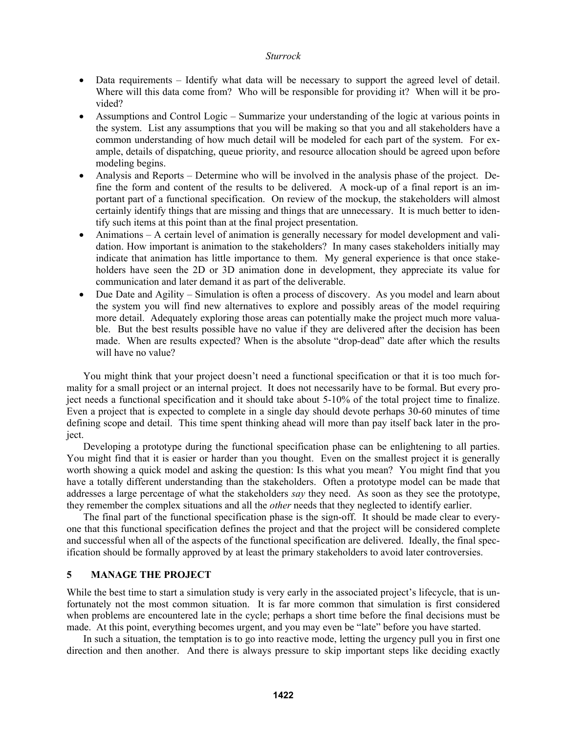- Data requirements – Identify what data will be necessary to support the agreed level of detail. Where will this data come from? Who will be responsible for providing it? When will it be provided?
- Assumptions and Control Logic – Summarize your understanding of the logic at various points in the system. List any assumptions that you will be making so that you and all stakeholders have a common understanding of how much detail will be modeled for each part of the system. For example, details of dispatching, queue priority, and resource allocation should be agreed upon before modeling begins.
- Analysis and Reports – Determine who will be involved in the analysis phase of the project. Define the form and content of the results to be delivered. A mock-up of a final report is an important part of a functional specification. On review of the mockup, the stakeholders will almost certainly identify things that are missing and things that are unnecessary. It is much better to identify such items at this point than at the final project presentation.
- Animations – A certain level of animation is generally necessary for model development and validation. How important is animation to the stakeholders? In many cases stakeholders initially may indicate that animation has little importance to them. My general experience is that once stakeholders have seen the 2D or 3D animation done in development, they appreciate its value for communication and later demand it as part of the deliverable.
- Due Date and Agility – Simulation is often a process of discovery. As you model and learn about the system you will find new alternatives to explore and possibly areas of the model requiring more detail. Adequately exploring those areas can potentially make the project much more valuable. But the best results possible have no value if they are delivered after the decision has been made. When are results expected? When is the absolute "drop-dead" date after which the results will have no value?

You might think that your project doesn't need a functional specification or that it is too much formality for a small project or an internal project. It does not necessarily have to be formal. But every project needs a functional specification and it should take about 5-10% of the total project time to finalize. Even a project that is expected to complete in a single day should devote perhaps 30-60 minutes of time defining scope and detail. This time spent thinking ahead will more than pay itself back later in the project.

Developing a prototype during the functional specification phase can be enlightening to all parties. You might find that it is easier or harder than you thought. Even on the smallest project it is generally worth showing a quick model and asking the question: Is this what you mean? You might find that you have a totally different understanding than the stakeholders. Often a prototype model can be made that addresses a large percentage of what the stakeholders *say* they need. As soon as they see the prototype, they remember the complex situations and all the *other* needs that they neglected to identify earlier.

The final part of the functional specification phase is the sign-off. It should be made clear to everyone that this functional specification defines the project and that the project will be considered complete and successful when all of the aspects of the functional specification are delivered. Ideally, the final specification should be formally approved by at least the primary stakeholders to avoid later controversies.

## 5 MANAGE THE PROJECT

While the best time to start a simulation study is very early in the associated project's lifecycle, that is unfortunately not the most common situation. It is far more common that simulation is first considered when problems are encountered late in the cycle; perhaps a short time before the final decisions must be made. At this point, everything becomes urgent, and you may even be "late" before you have started.

In such a situation, the temptation is to go into reactive mode, letting the urgency pull you in first one direction and then another. And there is always pressure to skip important steps like deciding exactly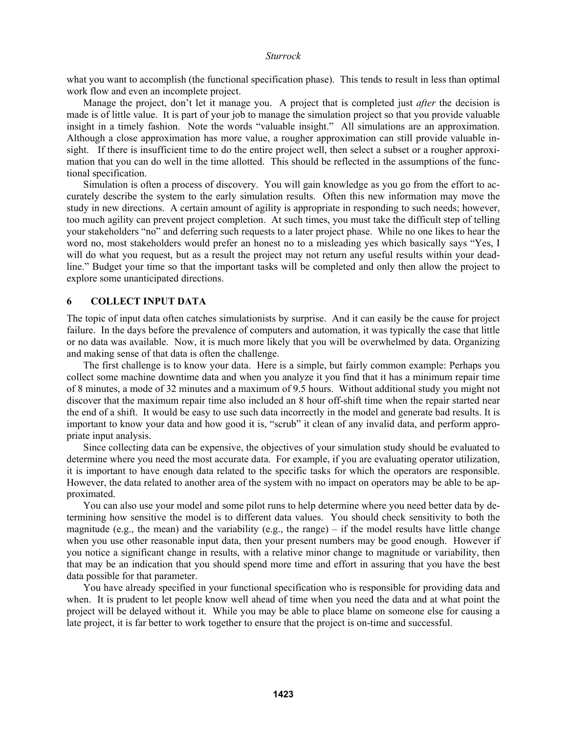what you want to accomplish (the functional specification phase). This tends to result in less than optimal work flow and even an incomplete project.

Manage the project, don't let it manage you. A project that is completed just *after* the decision is made is of little value. It is part of your job to manage the simulation project so that you provide valuable insight in a timely fashion. Note the words "valuable insight." All simulations are an approximation. Although a close approximation has more value, a rougher approximation can still provide valuable insight. If there is insufficient time to do the entire project well, then select a subset or a rougher approximation that you can do well in the time allotted. This should be reflected in the assumptions of the functional specification.

Simulation is often a process of discovery. You will gain knowledge as you go from the effort to accurately describe the system to the early simulation results. Often this new information may move the study in new directions. A certain amount of agility is appropriate in responding to such needs; however, too much agility can prevent project completion. At such times, you must take the difficult step of telling your stakeholders "no" and deferring such requests to a later project phase. While no one likes to hear the word no, most stakeholders would prefer an honest no to a misleading yes which basically says "Yes, I will do what you request, but as a result the project may not return any useful results within your deadline." Budget your time so that the important tasks will be completed and only then allow the project to explore some unanticipated directions.

## 6 COLLECT INPUT DATA

The topic of input data often catches simulationists by surprise. And it can easily be the cause for project failure. In the days before the prevalence of computers and automation, it was typically the case that little or no data was available. Now, it is much more likely that you will be overwhelmed by data. Organizing and making sense of that data is often the challenge.

The first challenge is to know your data. Here is a simple, but fairly common example: Perhaps you collect some machine downtime data and when you analyze it you find that it has a minimum repair time of 8 minutes, a mode of 32 minutes and a maximum of 9.5 hours. Without additional study you might not discover that the maximum repair time also included an 8 hour off-shift time when the repair started near the end of a shift. It would be easy to use such data incorrectly in the model and generate bad results. It is important to know your data and how good it is, "scrub" it clean of any invalid data, and perform appropriate input analysis.

Since collecting data can be expensive, the objectives of your simulation study should be evaluated to determine where you need the most accurate data. For example, if you are evaluating operator utilization, it is important to have enough data related to the specific tasks for which the operators are responsible. However, the data related to another area of the system with no impact on operators may be able to be approximated.

You can also use your model and some pilot runs to help determine where you need better data by determining how sensitive the model is to different data values. You should check sensitivity to both the magnitude (e.g., the mean) and the variability (e.g., the range) – if the model results have little change when you use other reasonable input data, then your present numbers may be good enough. However if you notice a significant change in results, with a relative minor change to magnitude or variability, then that may be an indication that you should spend more time and effort in assuring that you have the best data possible for that parameter.

You have already specified in your functional specification who is responsible for providing data and when. It is prudent to let people know well ahead of time when you need the data and at what point the project will be delayed without it. While you may be able to place blame on someone else for causing a late project, it is far better to work together to ensure that the project is on-time and successful.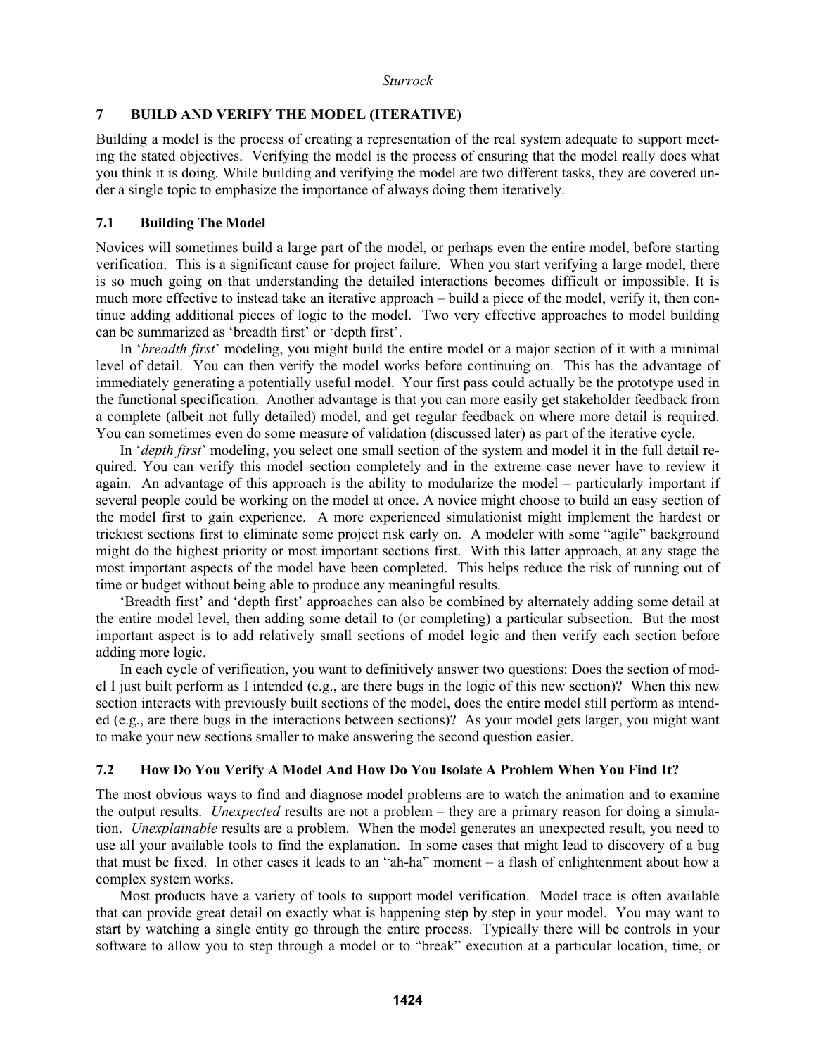## 7 BUILD AND VERIFY THE MODEL (ITERATIVE)

Building a model is the process of creating a representation of the real system adequate to support meeting the stated objectives. Verifying the model is the process of ensuring that the model really does what you think it is doing. While building and verifying the model are two different tasks, they are covered under a single topic to emphasize the importance of always doing them iteratively.

### 7.1 Building The Model

Novices will sometimes build a large part of the model, or perhaps even the entire model, before starting verification. This is a significant cause for project failure. When you start verifying a large model, there is so much going on that understanding the detailed interactions becomes difficult or impossible. It is much more effective to instead take an iterative approach – build a piece of the model, verify it, then continue adding additional pieces of logic to the model. Two very effective approaches to model building can be summarized as 'breadth first' or 'depth first'.

In '*breadth first*' modeling, you might build the entire model or a major section of it with a minimal level of detail. You can then verify the model works before continuing on. This has the advantage of immediately generating a potentially useful model. Your first pass could actually be the prototype used in the functional specification. Another advantage is that you can more easily get stakeholder feedback from a complete (albeit not fully detailed) model, and get regular feedback on where more detail is required. You can sometimes even do some measure of validation (discussed later) as part of the iterative cycle.

In '*depth first*' modeling, you select one small section of the system and model it in the full detail required. You can verify this model section completely and in the extreme case never have to review it again. An advantage of this approach is the ability to modularize the model – particularly important if several people could be working on the model at once. A novice might choose to build an easy section of the model first to gain experience. A more experienced simulationist might implement the hardest or trickiest sections first to eliminate some project risk early on. A modeler with some "agile" background might do the highest priority or most important sections first. With this latter approach, at any stage the most important aspects of the model have been completed. This helps reduce the risk of running out of time or budget without being able to produce any meaningful results.

'Breadth first' and 'depth first' approaches can also be combined by alternately adding some detail at the entire model level, then adding some detail to (or completing) a particular subsection. But the most important aspect is to add relatively small sections of model logic and then verify each section before adding more logic.

In each cycle of verification, you want to definitively answer two questions: Does the section of model I just built perform as I intended (e.g., are there bugs in the logic of this new section)? When this new section interacts with previously built sections of the model, does the entire model still perform as intended (e.g., are there bugs in the interactions between sections)? As your model gets larger, you might want to make your new sections smaller to make answering the second question easier.

### 7.2 How Do You Verify A Model And How Do You Isolate A Problem When You Find It?

The most obvious ways to find and diagnose model problems are to watch the animation and to examine the output results. *Unexpected* results are not a problem – they are a primary reason for doing a simulation. *Unexplainable* results are a problem. When the model generates an unexpected result, you need to use all your available tools to find the explanation. In some cases that might lead to discovery of a bug that must be fixed. In other cases it leads to an "ah-ha" moment – a flash of enlightenment about how a complex system works.

Most products have a variety of tools to support model verification. Model trace is often available that can provide great detail on exactly what is happening step by step in your model. You may want to start by watching a single entity go through the entire process. Typically there will be controls in your software to allow you to step through a model or to "break" execution at a particular location, time, or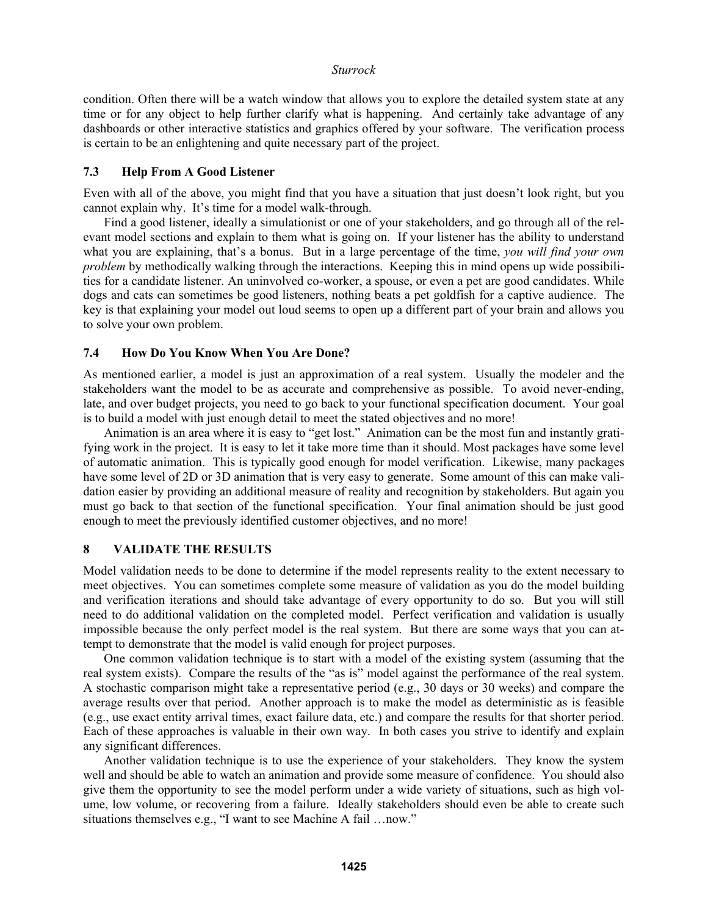condition. Often there will be a watch window that allows you to explore the detailed system state at any time or for any object to help further clarify what is happening. And certainly take advantage of any dashboards or other interactive statistics and graphics offered by your software. The verification process is certain to be an enlightening and quite necessary part of the project.

### 7.3 Help From A Good Listener

Even with all of the above, you might find that you have a situation that just doesn't look right, but you cannot explain why. It's time for a model walk-through.

Find a good listener, ideally a simulationist or one of your stakeholders, and go through all of the relevant model sections and explain to them what is going on. If your listener has the ability to understand what you are explaining, that's a bonus. But in a large percentage of the time, *you will find your own problem* by methodically walking through the interactions. Keeping this in mind opens up wide possibilities for a candidate listener. An uninvolved co-worker, a spouse, or even a pet are good candidates. While dogs and cats can sometimes be good listeners, nothing beats a pet goldfish for a captive audience. The key is that explaining your model out loud seems to open up a different part of your brain and allows you to solve your own problem.

### 7.4 How Do You Know When You Are Done?

As mentioned earlier, a model is just an approximation of a real system. Usually the modeler and the stakeholders want the model to be as accurate and comprehensive as possible. To avoid never-ending, late, and over budget projects, you need to go back to your functional specification document. Your goal is to build a model with just enough detail to meet the stated objectives and no more!

Animation is an area where it is easy to "get lost." Animation can be the most fun and instantly gratifying work in the project. It is easy to let it take more time than it should. Most packages have some level of automatic animation. This is typically good enough for model verification. Likewise, many packages have some level of 2D or 3D animation that is very easy to generate. Some amount of this can make validation easier by providing an additional measure of reality and recognition by stakeholders. But again you must go back to that section of the functional specification. Your final animation should be just good enough to meet the previously identified customer objectives, and no more!

## 8 VALIDATE THE RESULTS

Model validation needs to be done to determine if the model represents reality to the extent necessary to meet objectives. You can sometimes complete some measure of validation as you do the model building and verification iterations and should take advantage of every opportunity to do so. But you will still need to do additional validation on the completed model. Perfect verification and validation is usually impossible because the only perfect model is the real system. But there are some ways that you can attempt to demonstrate that the model is valid enough for project purposes.

One common validation technique is to start with a model of the existing system (assuming that the real system exists). Compare the results of the "as is" model against the performance of the real system. A stochastic comparison might take a representative period (e.g., 30 days or 30 weeks) and compare the average results over that period. Another approach is to make the model as deterministic as is feasible (e.g., use exact entity arrival times, exact failure data, etc.) and compare the results for that shorter period. Each of these approaches is valuable in their own way. In both cases you strive to identify and explain any significant differences.

Another validation technique is to use the experience of your stakeholders. They know the system well and should be able to watch an animation and provide some measure of confidence. You should also give them the opportunity to see the model perform under a wide variety of situations, such as high volume, low volume, or recovering from a failure. Ideally stakeholders should even be able to create such situations themselves e.g., "I want to see Machine A fail …now."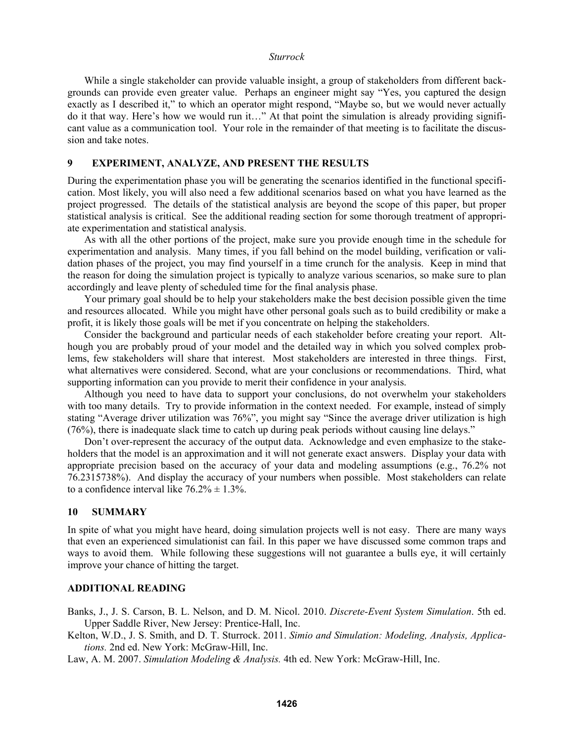While a single stakeholder can provide valuable insight, a group of stakeholders from different backgrounds can provide even greater value. Perhaps an engineer might say "Yes, you captured the design exactly as I described it," to which an operator might respond, "Maybe so, but we would never actually do it that way. Here's how we would run it…" At that point the simulation is already providing significant value as a communication tool. Your role in the remainder of that meeting is to facilitate the discussion and take notes.

## 9 EXPERIMENT, ANALYZE, AND PRESENT THE RESULTS

During the experimentation phase you will be generating the scenarios identified in the functional specification. Most likely, you will also need a few additional scenarios based on what you have learned as the project progressed. The details of the statistical analysis are beyond the scope of this paper, but proper statistical analysis is critical. See the additional reading section for some thorough treatment of appropriate experimentation and statistical analysis.

As with all the other portions of the project, make sure you provide enough time in the schedule for experimentation and analysis. Many times, if you fall behind on the model building, verification or validation phases of the project, you may find yourself in a time crunch for the analysis. Keep in mind that the reason for doing the simulation project is typically to analyze various scenarios, so make sure to plan accordingly and leave plenty of scheduled time for the final analysis phase.

Your primary goal should be to help your stakeholders make the best decision possible given the time and resources allocated. While you might have other personal goals such as to build credibility or make a profit, it is likely those goals will be met if you concentrate on helping the stakeholders.

Consider the background and particular needs of each stakeholder before creating your report. Although you are probably proud of your model and the detailed way in which you solved complex problems, few stakeholders will share that interest. Most stakeholders are interested in three things. First, what alternatives were considered. Second, what are your conclusions or recommendations. Third, what supporting information can you provide to merit their confidence in your analysis.

Although you need to have data to support your conclusions, do not overwhelm your stakeholders with too many details. Try to provide information in the context needed. For example, instead of simply stating "Average driver utilization was 76%", you might say "Since the average driver utilization is high (76%), there is inadequate slack time to catch up during peak periods without causing line delays."

Don't over-represent the accuracy of the output data. Acknowledge and even emphasize to the stakeholders that the model is an approximation and it will not generate exact answers. Display your data with appropriate precision based on the accuracy of your data and modeling assumptions (e.g., 76.2% not 76.2315738%). And display the accuracy of your numbers when possible. Most stakeholders can relate to a confidence interval like 76.2% ± 1.3%.

## 10 SUMMARY

In spite of what you might have heard, doing simulation projects well is not easy. There are many ways that even an experienced simulationist can fail. In this paper we have discussed some common traps and ways to avoid them. While following these suggestions will not guarantee a bulls eye, it will certainly improve your chance of hitting the target.

## ADDITIONAL READING

Banks, J., J. S. Carson, B. L. Nelson, and D. M. Nicol. 2010. *Discrete-Event System Simulation*. 5th ed. Upper Saddle River, New Jersey: Prentice-Hall, Inc.

Kelton, W.D., J. S. Smith, and D. T. Sturrock. 2011. *Simio and Simulation: Modeling, Analysis, Applications.* 2nd ed. New York: McGraw-Hill, Inc.

Law, A. M. 2007. *Simulation Modeling & Analysis.* 4th ed. New York: McGraw-Hill, Inc.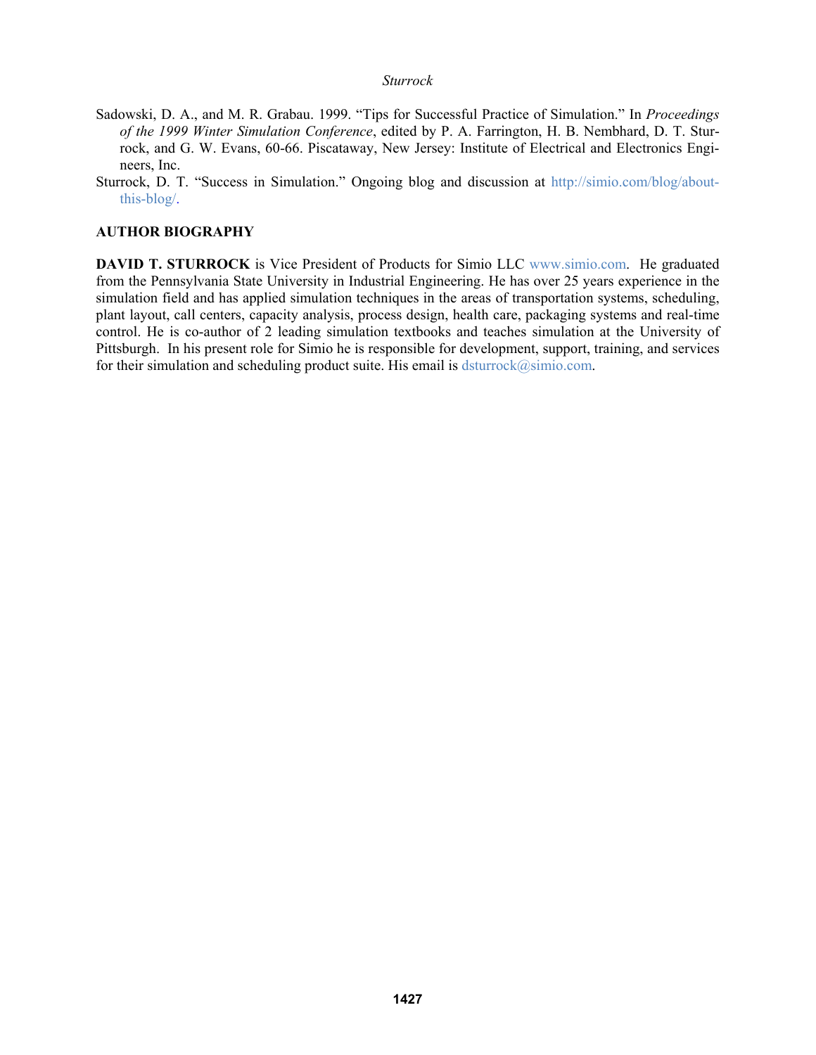Sadowski, D. A., and M. R. Grabau. 1999. "Tips for Successful Practice of Simulation." In *Proceedings of the 1999 Winter Simulation Conference*, edited by P. A. Farrington, H. B. Nembhard, D. T. Sturrock, and G. W. Evans, 60-66. Piscataway, New Jersey: Institute of Electrical and Electronics Engineers, Inc.

Sturrock, D. T. "Success in Simulation." Ongoing blog and discussion at http://simio.com/blog/about-this-blog/.

## AUTHOR BIOGRAPHY

**DAVID T. STURROCK** is Vice President of Products for Simio LLC www.simio.com. He graduated from the Pennsylvania State University in Industrial Engineering. He has over 25 years experience in the simulation field and has applied simulation techniques in the areas of transportation systems, scheduling, plant layout, call centers, capacity analysis, process design, health care, packaging systems and real-time control. He is co-author of 2 leading simulation textbooks and teaches simulation at the University of Pittsburgh. In his present role for Simio he is responsible for development, support, training, and services for their simulation and scheduling product suite. His email is dsturrock@simio.com.